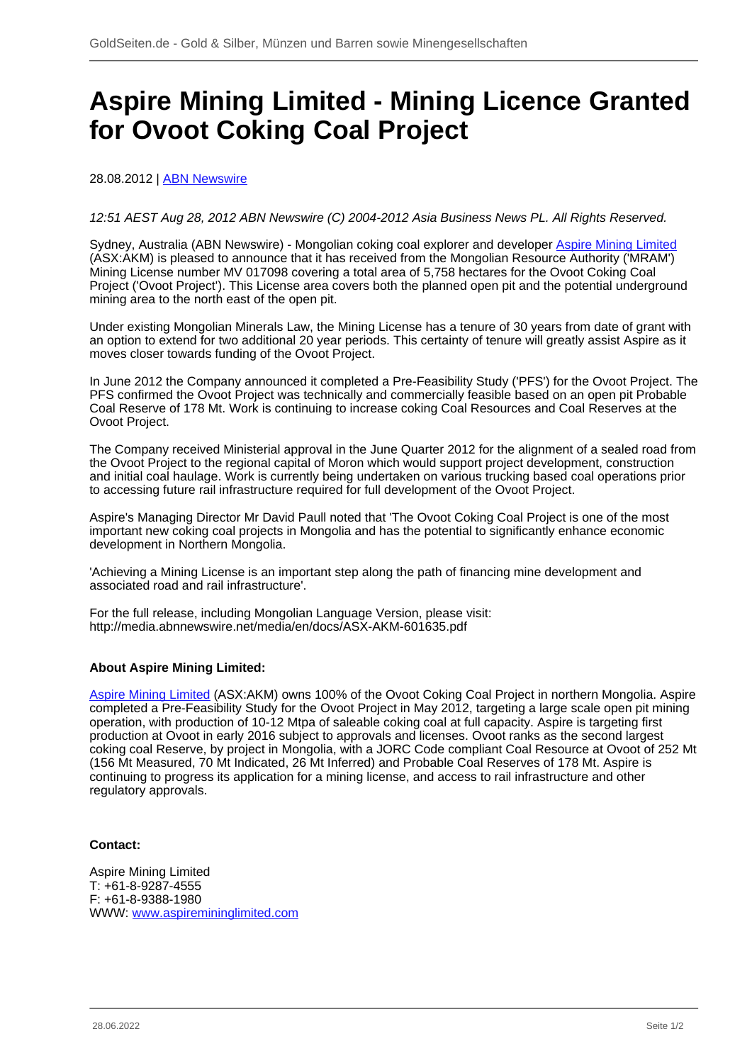# Aspire Mining Limited - Mining Licence Granted for Ovoot Coking Coal Project

28.08.2012 | ABN Newswire

*12:51 AEST Aug 28, 2012 ABN Newswire (C) 2004-2012 Asia Business News PL. All Rights Reserved.*

Sydney, Australia (ABN Newswire) - Mongolian coking coal explorer and developer Aspire Mining Limited (ASX:AKM) is pleased to announce that it has received from the Mongolian Resource Authority ('MRAM') Mining License number MV 017098 covering a total area of 5,758 hectares for the Ovoot Coking Coal Project ('Ovoot Project'). This License area covers both the planned open pit and the potential underground mining area to the north east of the open pit.

Under existing Mongolian Minerals Law, the Mining License has a tenure of 30 years from date of grant with an option to extend for two additional 20 year periods. This certainty of tenure will greatly assist Aspire as it moves closer towards funding of the Ovoot Project.

In June 2012 the Company announced it completed a Pre-Feasibility Study ('PFS') for the Ovoot Project. The PFS confirmed the Ovoot Project was technically and commercially feasible based on an open pit Probable Coal Reserve of 178 Mt. Work is continuing to increase coking Coal Resources and Coal Reserves at the Ovoot Project.

The Company received Ministerial approval in the June Quarter 2012 for the alignment of a sealed road from the Ovoot Project to the regional capital of Moron which would support project development, construction and initial coal haulage. Work is currently being undertaken on various trucking based coal operations prior to accessing future rail infrastructure required for full development of the Ovoot Project.

Aspire's Managing Director Mr David Paull noted that 'The Ovoot Coking Coal Project is one of the most important new coking coal projects in Mongolia and has the potential to significantly enhance economic development in Northern Mongolia.

'Achieving a Mining License is an important step along the path of financing mine development and associated road and rail infrastructure'.

For the full release, including Mongolian Language Version, please visit:
http://media.abnnewswire.net/media/en/docs/ASX-AKM-601635.pdf

**About Aspire Mining Limited:**

Aspire Mining Limited (ASX:AKM) owns 100% of the Ovoot Coking Coal Project in northern Mongolia. Aspire completed a Pre-Feasibility Study for the Ovoot Project in May 2012, targeting a large scale open pit mining operation, with production of 10-12 Mtpa of saleable coking coal at full capacity. Aspire is targeting first production at Ovoot in early 2016 subject to approvals and licenses. Ovoot ranks as the second largest coking coal Reserve, by project in Mongolia, with a JORC Code compliant Coal Resource at Ovoot of 252 Mt (156 Mt Measured, 70 Mt Indicated, 26 Mt Inferred) and Probable Coal Reserves of 178 Mt. Aspire is continuing to progress its application for a mining license, and access to rail infrastructure and other regulatory approvals.

**Contact:**

Aspire Mining Limited
T: +61-8-9287-4555
F: +61-8-9388-1980
WWW: www.aspiremininglimited.com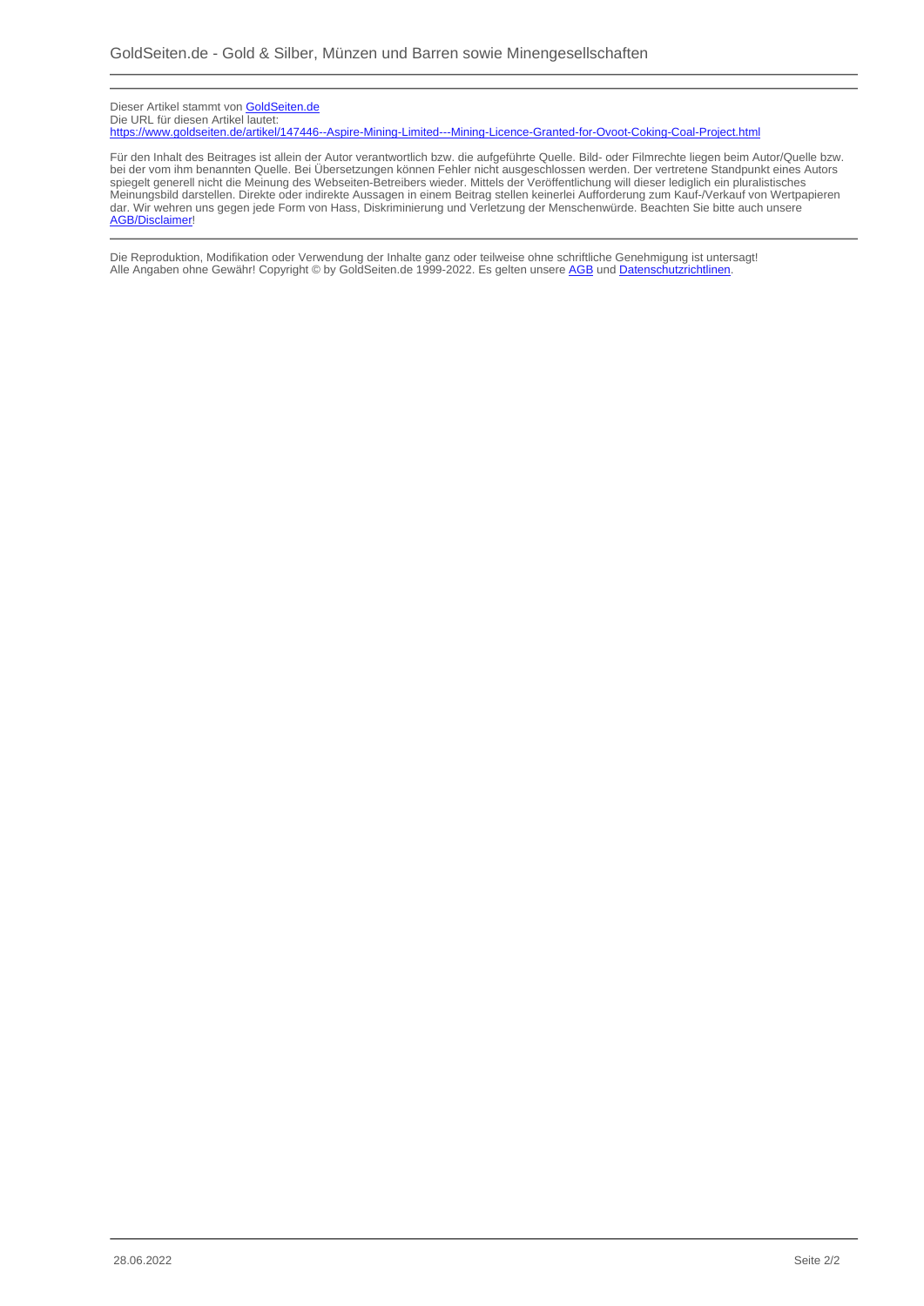Dieser Artikel stammt von [GoldSeiten.de](https://www.goldseiten.de)
Die URL für diesen Artikel lautet:
[https://www.goldseiten.de/artikel/147446--Aspire-Mining-Limited---Mining-Licence-Granted-for-Ovoot-Coking-Coal-Project.html](https://www.goldseiten.de/artikel/147446--Aspire-Mining-Limited---Mining-Licence-Granted-for-Ovoot-Coking-Coal-Project.html)

Für den Inhalt des Beitrages ist allein der Autor verantwortlich bzw. die aufgeführte Quelle. Bild- oder Filmrechte liegen beim Autor/Quelle bzw. bei der vom ihm benannten Quelle. Bei Übersetzungen können Fehler nicht ausgeschlossen werden. Der vertretene Standpunkt eines Autors spiegelt generell nicht die Meinung des Webseiten-Betreibers wieder. Mittels der Veröffentlichung will dieser lediglich ein pluralistisches Meinungsbild darstellen. Direkte oder indirekte Aussagen in einem Beitrag stellen keinerlei Aufforderung zum Kauf-/Verkauf von Wertpapieren dar. Wir wehren uns gegen jede Form von Hass, Diskriminierung und Verletzung der Menschenwürde. Beachten Sie bitte auch unsere AGB/Disclaimer!

---

Die Reproduktion, Modifikation oder Verwendung der Inhalte ganz oder teilweise ohne schriftliche Genehmigung ist untersagt!
Alle Angaben ohne Gewähr! Copyright © by GoldSeiten.de 1999-2022. Es gelten unsere AGB und Datenschutzrichtlinen.